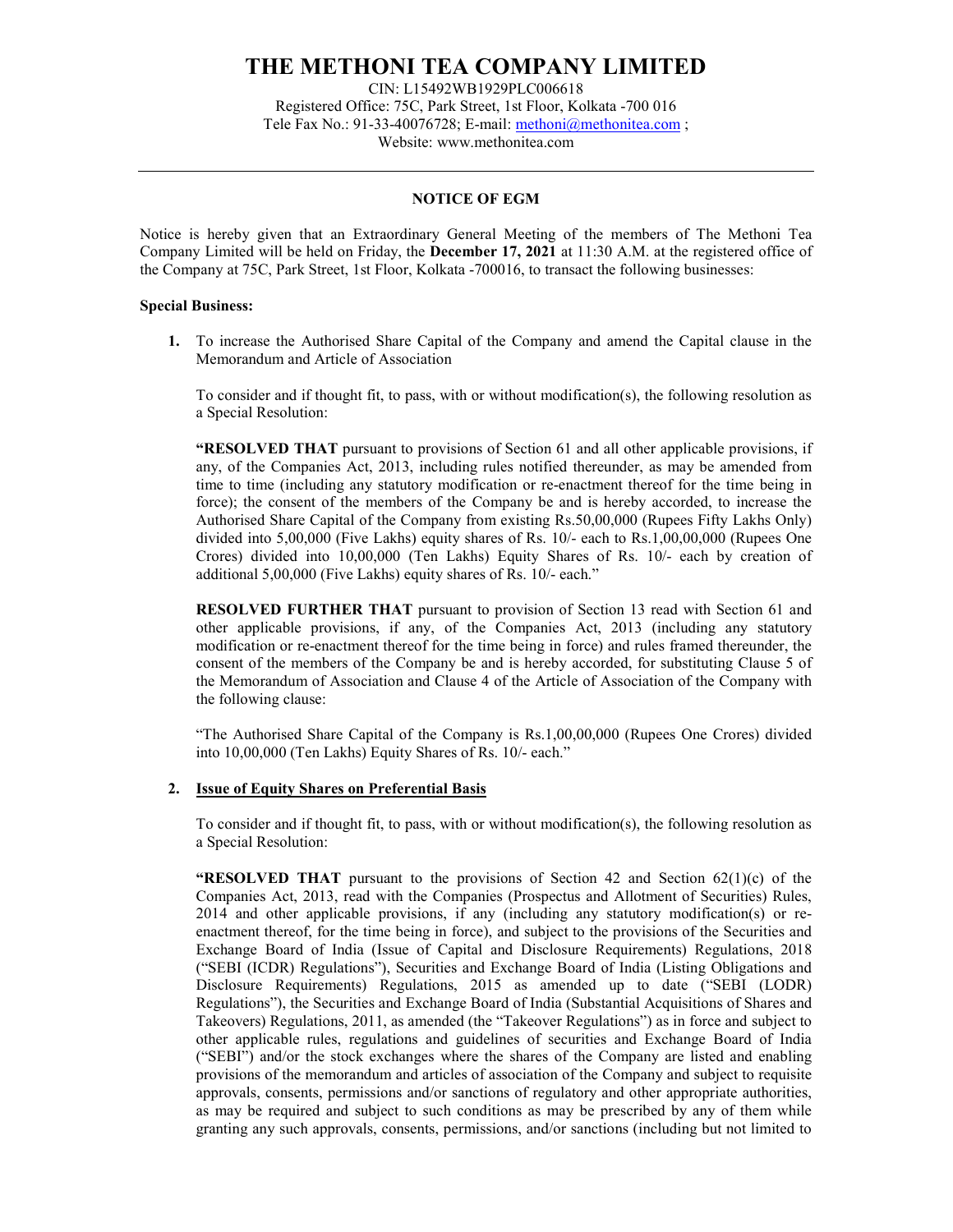# THE METHONI TEA COMPANY LIMITED

CIN: L15492WB1929PLC006618
Registered Office: 75C, Park Street, 1st Floor, Kolkata -700 016
Tele Fax No.: 91-33-40076728; E-mail: methoni@methonitea.com ;
Website: www.methonitea.com

---

## NOTICE OF EGM

Notice is hereby given that an Extraordinary General Meeting of the members of The Methoni Tea Company Limited will be held on Friday, the **December 17, 2021** at 11:30 A.M. at the registered office of the Company at 75C, Park Street, 1st Floor, Kolkata -700016, to transact the following businesses:

**Special Business:**

1. To increase the Authorised Share Capital of the Company and amend the Capital clause in the Memorandum and Article of Association

   To consider and if thought fit, to pass, with or without modification(s), the following resolution as a Special Resolution:

   **"RESOLVED THAT** pursuant to provisions of Section 61 and all other applicable provisions, if any, of the Companies Act, 2013, including rules notified thereunder, as may be amended from time to time (including any statutory modification or re-enactment thereof for the time being in force); the consent of the members of the Company be and is hereby accorded, to increase the Authorised Share Capital of the Company from existing Rs.50,00,000 (Rupees Fifty Lakhs Only) divided into 5,00,000 (Five Lakhs) equity shares of Rs. 10/- each to Rs.1,00,00,000 (Rupees One Crores) divided into 10,00,000 (Ten Lakhs) Equity Shares of Rs. 10/- each by creation of additional 5,00,000 (Five Lakhs) equity shares of Rs. 10/- each."

   **RESOLVED FURTHER THAT** pursuant to provision of Section 13 read with Section 61 and other applicable provisions, if any, of the Companies Act, 2013 (including any statutory modification or re-enactment thereof for the time being in force) and rules framed thereunder, the consent of the members of the Company be and is hereby accorded, for substituting Clause 5 of the Memorandum of Association and Clause 4 of the Article of Association of the Company with the following clause:

   "The Authorised Share Capital of the Company is Rs.1,00,00,000 (Rupees One Crores) divided into 10,00,000 (Ten Lakhs) Equity Shares of Rs. 10/- each."

2. **Issue of Equity Shares on Preferential Basis**

   To consider and if thought fit, to pass, with or without modification(s), the following resolution as a Special Resolution:

   **"RESOLVED THAT** pursuant to the provisions of Section 42 and Section 62(1)(c) of the Companies Act, 2013, read with the Companies (Prospectus and Allotment of Securities) Rules, 2014 and other applicable provisions, if any (including any statutory modification(s) or re-enactment thereof, for the time being in force), and subject to the provisions of the Securities and Exchange Board of India (Issue of Capital and Disclosure Requirements) Regulations, 2018 ("SEBI (ICDR) Regulations"), Securities and Exchange Board of India (Listing Obligations and Disclosure Requirements) Regulations, 2015 as amended up to date ("SEBI (LODR) Regulations"), the Securities and Exchange Board of India (Substantial Acquisitions of Shares and Takeovers) Regulations, 2011, as amended (the "Takeover Regulations") as in force and subject to other applicable rules, regulations and guidelines of securities and Exchange Board of India ("SEBI") and/or the stock exchanges where the shares of the Company are listed and enabling provisions of the memorandum and articles of association of the Company and subject to requisite approvals, consents, permissions and/or sanctions of regulatory and other appropriate authorities, as may be required and subject to such conditions as may be prescribed by any of them while granting any such approvals, consents, permissions, and/or sanctions (including but not limited to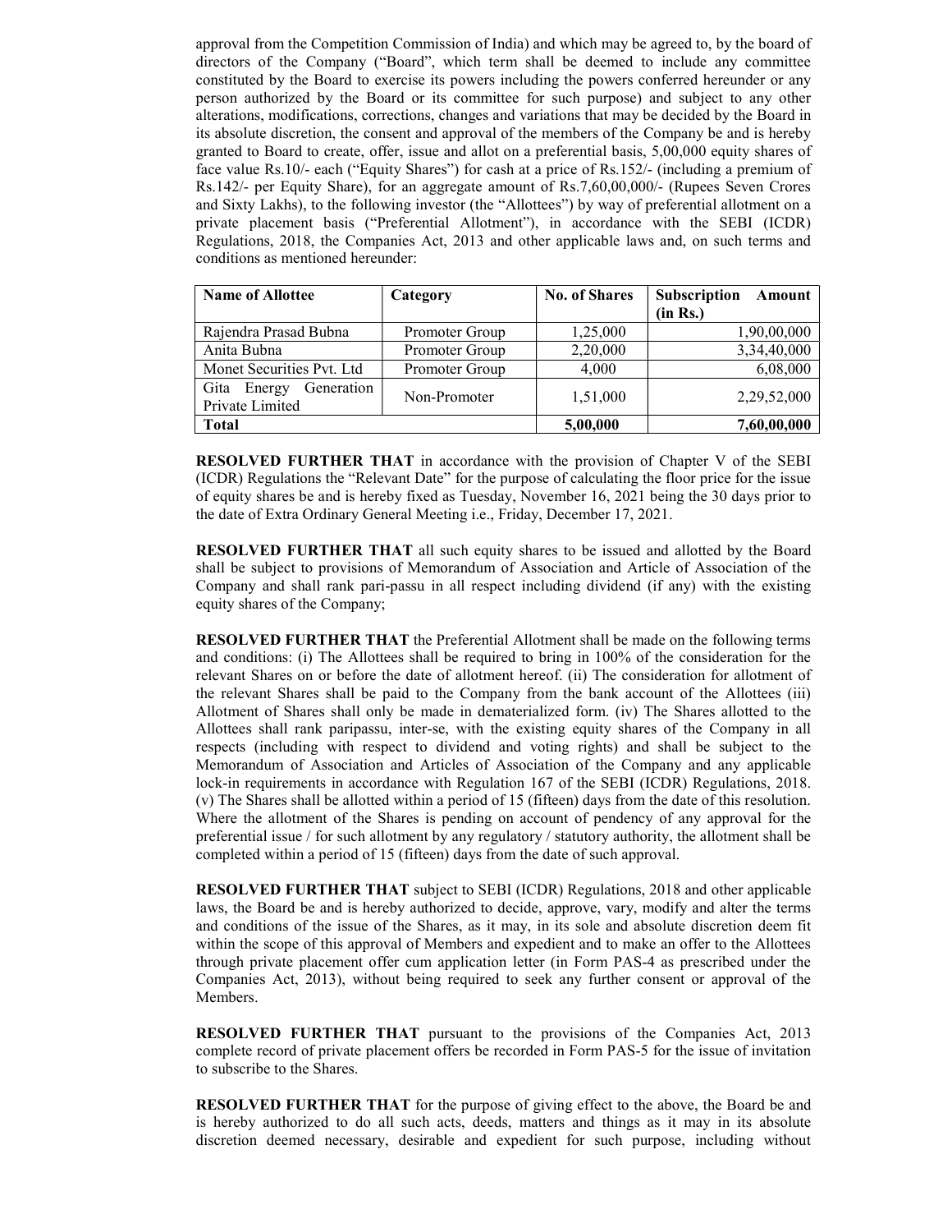approval from the Competition Commission of India) and which may be agreed to, by the board of directors of the Company ("Board", which term shall be deemed to include any committee constituted by the Board to exercise its powers including the powers conferred hereunder or any person authorized by the Board or its committee for such purpose) and subject to any other alterations, modifications, corrections, changes and variations that may be decided by the Board in its absolute discretion, the consent and approval of the members of the Company be and is hereby granted to Board to create, offer, issue and allot on a preferential basis, 5,00,000 equity shares of face value Rs.10/- each ("Equity Shares") for cash at a price of Rs.152/- (including a premium of Rs.142/- per Equity Share), for an aggregate amount of Rs.7,60,00,000/- (Rupees Seven Crores and Sixty Lakhs), to the following investor (the "Allottees") by way of preferential allotment on a private placement basis ("Preferential Allotment"), in accordance with the SEBI (ICDR) Regulations, 2018, the Companies Act, 2013 and other applicable laws and, on such terms and conditions as mentioned hereunder:

| Name of Allottee | Category | No. of Shares | Subscription Amount (in Rs.) |
|---|---|---|---|
| Rajendra Prasad Bubna | Promoter Group | 1,25,000 | 1,90,00,000 |
| Anita Bubna | Promoter Group | 2,20,000 | 3,34,40,000 |
| Monet Securities Pvt. Ltd | Promoter Group | 4,000 | 6,08,000 |
| Gita Energy Generation Private Limited | Non-Promoter | 1,51,000 | 2,29,52,000 |
| **Total** | | **5,00,000** | **7,60,00,000** |

**RESOLVED FURTHER THAT** in accordance with the provision of Chapter V of the SEBI (ICDR) Regulations the "Relevant Date" for the purpose of calculating the floor price for the issue of equity shares be and is hereby fixed as Tuesday, November 16, 2021 being the 30 days prior to the date of Extra Ordinary General Meeting i.e., Friday, December 17, 2021.

**RESOLVED FURTHER THAT** all such equity shares to be issued and allotted by the Board shall be subject to provisions of Memorandum of Association and Article of Association of the Company and shall rank pari-passu in all respect including dividend (if any) with the existing equity shares of the Company;

**RESOLVED FURTHER THAT** the Preferential Allotment shall be made on the following terms and conditions: (i) The Allottees shall be required to bring in 100% of the consideration for the relevant Shares on or before the date of allotment hereof. (ii) The consideration for allotment of the relevant Shares shall be paid to the Company from the bank account of the Allottees (iii) Allotment of Shares shall only be made in dematerialized form. (iv) The Shares allotted to the Allottees shall rank paripassu, inter-se, with the existing equity shares of the Company in all respects (including with respect to dividend and voting rights) and shall be subject to the Memorandum of Association and Articles of Association of the Company and any applicable lock-in requirements in accordance with Regulation 167 of the SEBI (ICDR) Regulations, 2018. (v) The Shares shall be allotted within a period of 15 (fifteen) days from the date of this resolution. Where the allotment of the Shares is pending on account of pendency of any approval for the preferential issue / for such allotment by any regulatory / statutory authority, the allotment shall be completed within a period of 15 (fifteen) days from the date of such approval.

**RESOLVED FURTHER THAT** subject to SEBI (ICDR) Regulations, 2018 and other applicable laws, the Board be and is hereby authorized to decide, approve, vary, modify and alter the terms and conditions of the issue of the Shares, as it may, in its sole and absolute discretion deem fit within the scope of this approval of Members and expedient and to make an offer to the Allottees through private placement offer cum application letter (in Form PAS-4 as prescribed under the Companies Act, 2013), without being required to seek any further consent or approval of the Members.

**RESOLVED FURTHER THAT** pursuant to the provisions of the Companies Act, 2013 complete record of private placement offers be recorded in Form PAS-5 for the issue of invitation to subscribe to the Shares.

**RESOLVED FURTHER THAT** for the purpose of giving effect to the above, the Board be and is hereby authorized to do all such acts, deeds, matters and things as it may in its absolute discretion deemed necessary, desirable and expedient for such purpose, including without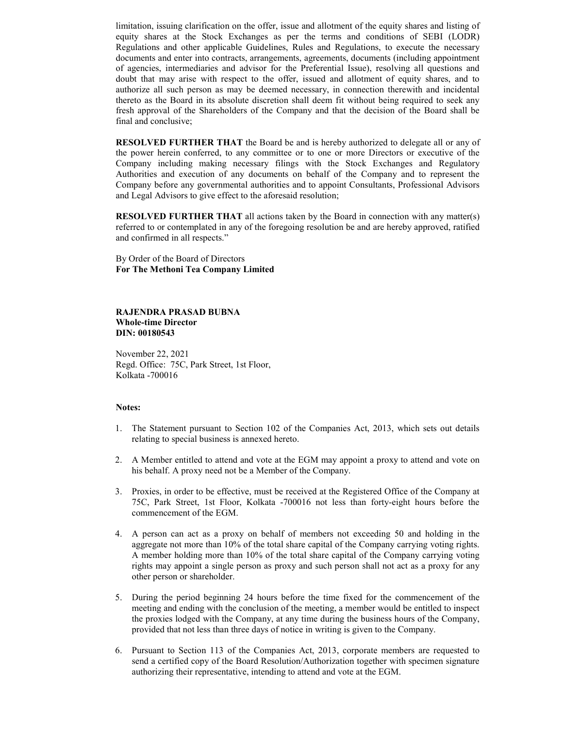limitation, issuing clarification on the offer, issue and allotment of the equity shares and listing of equity shares at the Stock Exchanges as per the terms and conditions of SEBI (LODR) Regulations and other applicable Guidelines, Rules and Regulations, to execute the necessary documents and enter into contracts, arrangements, agreements, documents (including appointment of agencies, intermediaries and advisor for the Preferential Issue), resolving all questions and doubt that may arise with respect to the offer, issued and allotment of equity shares, and to authorize all such person as may be deemed necessary, in connection therewith and incidental thereto as the Board in its absolute discretion shall deem fit without being required to seek any fresh approval of the Shareholders of the Company and that the decision of the Board shall be final and conclusive;

**RESOLVED FURTHER THAT** the Board be and is hereby authorized to delegate all or any of the power herein conferred, to any committee or to one or more Directors or executive of the Company including making necessary filings with the Stock Exchanges and Regulatory Authorities and execution of any documents on behalf of the Company and to represent the Company before any governmental authorities and to appoint Consultants, Professional Advisors and Legal Advisors to give effect to the aforesaid resolution;

**RESOLVED FURTHER THAT** all actions taken by the Board in connection with any matter(s) referred to or contemplated in any of the foregoing resolution be and are hereby approved, ratified and confirmed in all respects."

By Order of the Board of Directors
**For The Methoni Tea Company Limited**

**RAJENDRA PRASAD BUBNA**
**Whole-time Director**
**DIN: 00180543**

November 22, 2021
Regd. Office: 75C, Park Street, 1st Floor,
Kolkata -700016

**Notes:**

1. The Statement pursuant to Section 102 of the Companies Act, 2013, which sets out details relating to special business is annexed hereto.

2. A Member entitled to attend and vote at the EGM may appoint a proxy to attend and vote on his behalf. A proxy need not be a Member of the Company.

3. Proxies, in order to be effective, must be received at the Registered Office of the Company at 75C, Park Street, 1st Floor, Kolkata -700016 not less than forty-eight hours before the commencement of the EGM.

4. A person can act as a proxy on behalf of members not exceeding 50 and holding in the aggregate not more than 10% of the total share capital of the Company carrying voting rights. A member holding more than 10% of the total share capital of the Company carrying voting rights may appoint a single person as proxy and such person shall not act as a proxy for any other person or shareholder.

5. During the period beginning 24 hours before the time fixed for the commencement of the meeting and ending with the conclusion of the meeting, a member would be entitled to inspect the proxies lodged with the Company, at any time during the business hours of the Company, provided that not less than three days of notice in writing is given to the Company.

6. Pursuant to Section 113 of the Companies Act, 2013, corporate members are requested to send a certified copy of the Board Resolution/Authorization together with specimen signature authorizing their representative, intending to attend and vote at the EGM.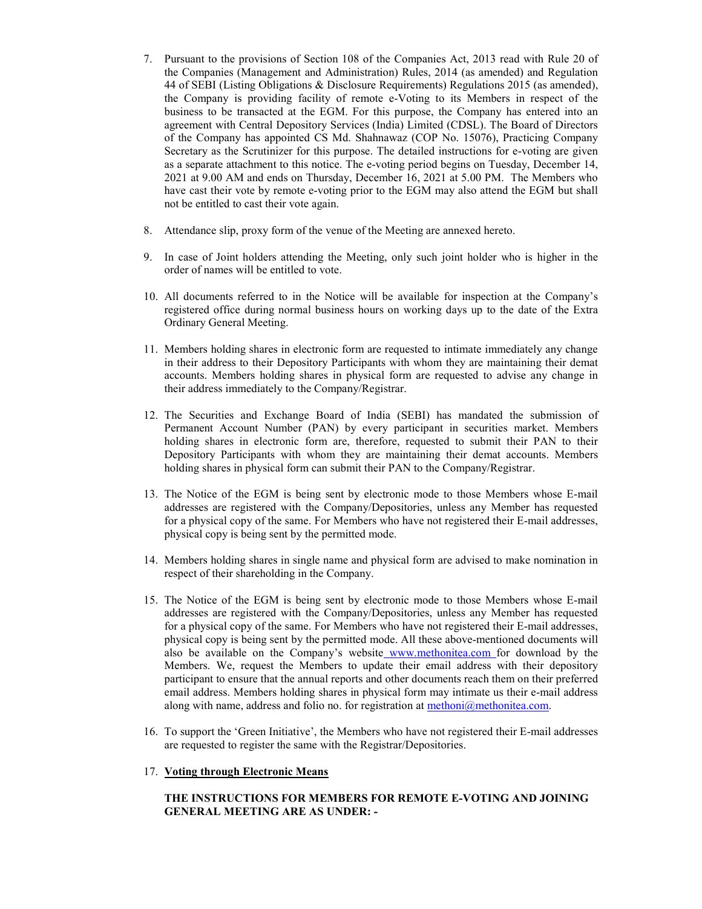7. Pursuant to the provisions of Section 108 of the Companies Act, 2013 read with Rule 20 of the Companies (Management and Administration) Rules, 2014 (as amended) and Regulation 44 of SEBI (Listing Obligations & Disclosure Requirements) Regulations 2015 (as amended), the Company is providing facility of remote e-Voting to its Members in respect of the business to be transacted at the EGM. For this purpose, the Company has entered into an agreement with Central Depository Services (India) Limited (CDSL). The Board of Directors of the Company has appointed CS Md. Shahnawaz (COP No. 15076), Practicing Company Secretary as the Scrutinizer for this purpose. The detailed instructions for e-voting are given as a separate attachment to this notice. The e-voting period begins on Tuesday, December 14, 2021 at 9.00 AM and ends on Thursday, December 16, 2021 at 5.00 PM. The Members who have cast their vote by remote e-voting prior to the EGM may also attend the EGM but shall not be entitled to cast their vote again.

8. Attendance slip, proxy form of the venue of the Meeting are annexed hereto.

9. In case of Joint holders attending the Meeting, only such joint holder who is higher in the order of names will be entitled to vote.

10. All documents referred to in the Notice will be available for inspection at the Company's registered office during normal business hours on working days up to the date of the Extra Ordinary General Meeting.

11. Members holding shares in electronic form are requested to intimate immediately any change in their address to their Depository Participants with whom they are maintaining their demat accounts. Members holding shares in physical form are requested to advise any change in their address immediately to the Company/Registrar.

12. The Securities and Exchange Board of India (SEBI) has mandated the submission of Permanent Account Number (PAN) by every participant in securities market. Members holding shares in electronic form are, therefore, requested to submit their PAN to their Depository Participants with whom they are maintaining their demat accounts. Members holding shares in physical form can submit their PAN to the Company/Registrar.

13. The Notice of the EGM is being sent by electronic mode to those Members whose E-mail addresses are registered with the Company/Depositories, unless any Member has requested for a physical copy of the same. For Members who have not registered their E-mail addresses, physical copy is being sent by the permitted mode.

14. Members holding shares in single name and physical form are advised to make nomination in respect of their shareholding in the Company.

15. The Notice of the EGM is being sent by electronic mode to those Members whose E-mail addresses are registered with the Company/Depositories, unless any Member has requested for a physical copy of the same. For Members who have not registered their E-mail addresses, physical copy is being sent by the permitted mode. All these above-mentioned documents will also be available on the Company's website www.methonitea.com for download by the Members. We, request the Members to update their email address with their depository participant to ensure that the annual reports and other documents reach them on their preferred email address. Members holding shares in physical form may intimate us their e-mail address along with name, address and folio no. for registration at methoni@methonitea.com.

16. To support the 'Green Initiative', the Members who have not registered their E-mail addresses are requested to register the same with the Registrar/Depositories.

17. **Voting through Electronic Means**

**THE INSTRUCTIONS FOR MEMBERS FOR REMOTE E-VOTING AND JOINING GENERAL MEETING ARE AS UNDER: -**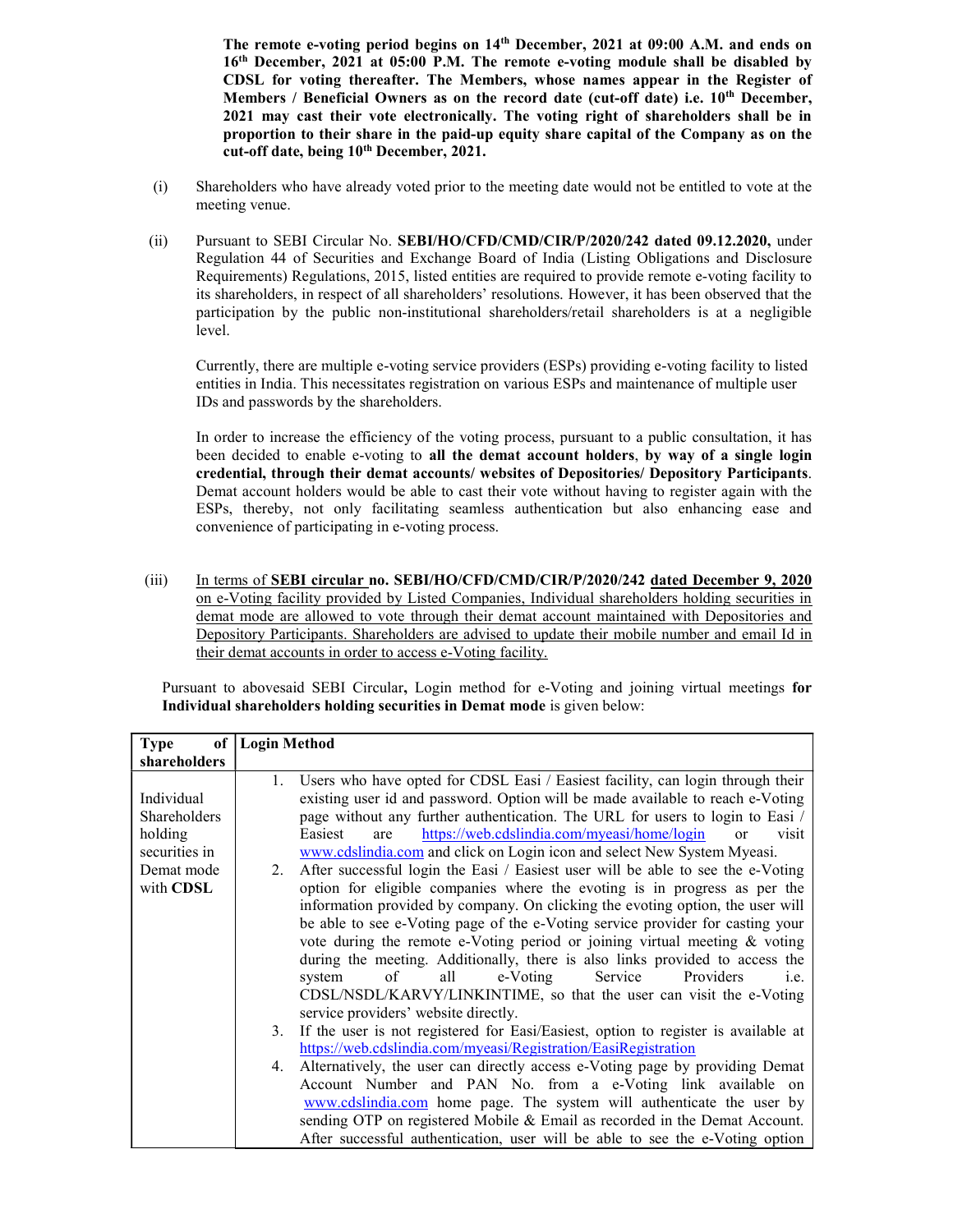**The remote e-voting period begins on 14th December, 2021 at 09:00 A.M. and ends on 16th December, 2021 at 05:00 P.M. The remote e-voting module shall be disabled by CDSL for voting thereafter. The Members, whose names appear in the Register of Members / Beneficial Owners as on the record date (cut-off date) i.e. 10th December, 2021 may cast their vote electronically. The voting right of shareholders shall be in proportion to their share in the paid-up equity share capital of the Company as on the cut-off date, being 10th December, 2021.**

(i) Shareholders who have already voted prior to the meeting date would not be entitled to vote at the meeting venue.

(ii) Pursuant to SEBI Circular No. **SEBI/HO/CFD/CMD/CIR/P/2020/242 dated 09.12.2020,** under Regulation 44 of Securities and Exchange Board of India (Listing Obligations and Disclosure Requirements) Regulations, 2015, listed entities are required to provide remote e-voting facility to its shareholders, in respect of all shareholders' resolutions. However, it has been observed that the participation by the public non-institutional shareholders/retail shareholders is at a negligible level.

Currently, there are multiple e-voting service providers (ESPs) providing e-voting facility to listed entities in India. This necessitates registration on various ESPs and maintenance of multiple user IDs and passwords by the shareholders.

In order to increase the efficiency of the voting process, pursuant to a public consultation, it has been decided to enable e-voting to **all the demat account holders**, **by way of a single login credential, through their demat accounts/ websites of Depositories/ Depository Participants**. Demat account holders would be able to cast their vote without having to register again with the ESPs, thereby, not only facilitating seamless authentication but also enhancing ease and convenience of participating in e-voting process.

(iii) In terms of **SEBI circular no. SEBI/HO/CFD/CMD/CIR/P/2020/242 dated December 9, 2020** on e-Voting facility provided by Listed Companies, Individual shareholders holding securities in demat mode are allowed to vote through their demat account maintained with Depositories and Depository Participants. Shareholders are advised to update their mobile number and email Id in their demat accounts in order to access e-Voting facility.

Pursuant to abovesaid SEBI Circular**,** Login method for e-Voting and joining virtual meetings **for Individual shareholders holding securities in Demat mode** is given below:

| **Type of shareholders** | **Login Method** |
|---|---|
| Individual Shareholders holding securities in Demat mode with **CDSL** | 1. Users who have opted for CDSL Easi / Easiest facility, can login through their existing user id and password. Option will be made available to reach e-Voting page without any further authentication. The URL for users to login to Easi / Easiest are https://web.cdslindia.com/myeasi/home/login or visit www.cdslindia.com and click on Login icon and select New System Myeasi.<br>2. After successful login the Easi / Easiest user will be able to see the e-Voting option for eligible companies where the evoting is in progress as per the information provided by company. On clicking the evoting option, the user will be able to see e-Voting page of the e-Voting service provider for casting your vote during the remote e-Voting period or joining virtual meeting & voting during the meeting. Additionally, there is also links provided to access the system of all e-Voting Service Providers i.e. CDSL/NSDL/KARVY/LINKINTIME, so that the user can visit the e-Voting service providers' website directly.<br>3. If the user is not registered for Easi/Easiest, option to register is available at https://web.cdslindia.com/myeasi/Registration/EasiRegistration<br>4. Alternatively, the user can directly access e-Voting page by providing Demat Account Number and PAN No. from a e-Voting link available on www.cdslindia.com home page. The system will authenticate the user by sending OTP on registered Mobile & Email as recorded in the Demat Account. After successful authentication, user will be able to see the e-Voting option |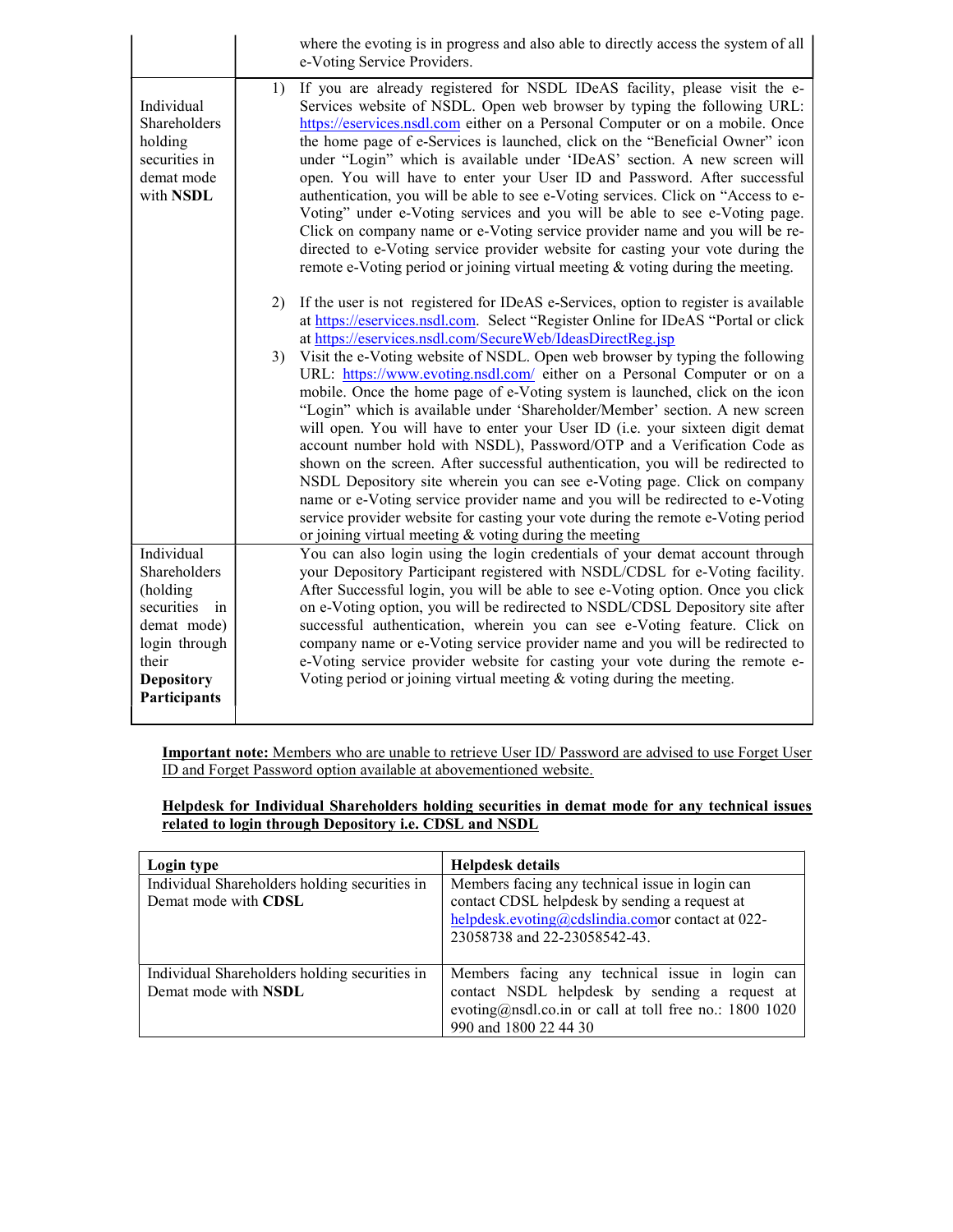| | |
|---|---|
| | where the evoting is in progress and also able to directly access the system of all e-Voting Service Providers. |
| Individual Shareholders holding securities in demat mode with **NSDL** | 1) If you are already registered for NSDL IDeAS facility, please visit the e-Services website of NSDL. Open web browser by typing the following URL: https://eservices.nsdl.com either on a Personal Computer or on a mobile. Once the home page of e-Services is launched, click on the "Beneficial Owner" icon under "Login" which is available under 'IDeAS' section. A new screen will open. You will have to enter your User ID and Password. After successful authentication, you will be able to see e-Voting services. Click on "Access to e-Voting" under e-Voting services and you will be able to see e-Voting page. Click on company name or e-Voting service provider name and you will be re-directed to e-Voting service provider website for casting your vote during the remote e-Voting period or joining virtual meeting & voting during the meeting.<br><br>2) If the user is not registered for IDeAS e-Services, option to register is available at https://eservices.nsdl.com. Select "Register Online for IDeAS "Portal or click at https://eservices.nsdl.com/SecureWeb/IdeasDirectReg.jsp<br>3) Visit the e-Voting website of NSDL. Open web browser by typing the following URL: https://www.evoting.nsdl.com/ either on a Personal Computer or on a mobile. Once the home page of e-Voting system is launched, click on the icon "Login" which is available under 'Shareholder/Member' section. A new screen will open. You will have to enter your User ID (i.e. your sixteen digit demat account number hold with NSDL), Password/OTP and a Verification Code as shown on the screen. After successful authentication, you will be redirected to NSDL Depository site wherein you can see e-Voting page. Click on company name or e-Voting service provider name and you will be redirected to e-Voting service provider website for casting your vote during the remote e-Voting period or joining virtual meeting & voting during the meeting |
| Individual Shareholders (holding securities in demat mode) login through their **Depository Participants** | You can also login using the login credentials of your demat account through your Depository Participant registered with NSDL/CDSL for e-Voting facility. After Successful login, you will be able to see e-Voting option. Once you click on e-Voting option, you will be redirected to NSDL/CDSL Depository site after successful authentication, wherein you can see e-Voting feature. Click on company name or e-Voting service provider name and you will be redirected to e-Voting service provider website for casting your vote during the remote e-Voting period or joining virtual meeting & voting during the meeting. |

**Important note:** Members who are unable to retrieve User ID/ Password are advised to use Forget User ID and Forget Password option available at abovementioned website.

**Helpdesk for Individual Shareholders holding securities in demat mode for any technical issues related to login through Depository i.e. CDSL and NSDL**

| **Login type** | **Helpdesk details** |
|---|---|
| Individual Shareholders holding securities in Demat mode with **CDSL** | Members facing any technical issue in login can contact CDSL helpdesk by sending a request at helpdesk.evoting@cdslindia.comor contact at 022-23058738 and 22-23058542-43. |
| Individual Shareholders holding securities in Demat mode with **NSDL** | Members facing any technical issue in login can contact NSDL helpdesk by sending a request at evoting@nsdl.co.in or call at toll free no.: 1800 1020 990 and 1800 22 44 30 |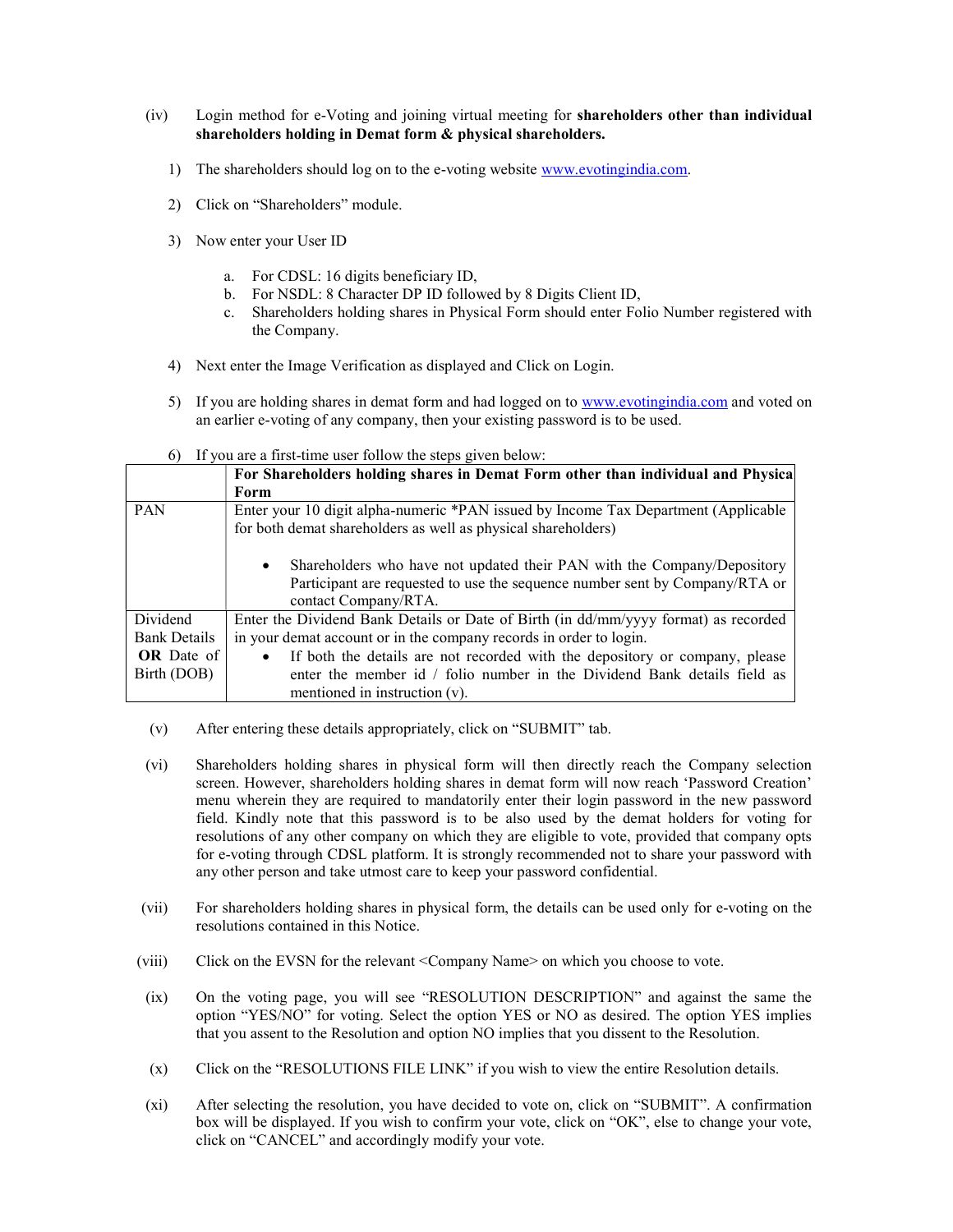(iv) Login method for e-Voting and joining virtual meeting for **shareholders other than individual shareholders holding in Demat form & physical shareholders.**

1) The shareholders should log on to the e-voting website www.evotingindia.com.

2) Click on "Shareholders" module.

3) Now enter your User ID

   a. For CDSL: 16 digits beneficiary ID,
   b. For NSDL: 8 Character DP ID followed by 8 Digits Client ID,
   c. Shareholders holding shares in Physical Form should enter Folio Number registered with the Company.

4) Next enter the Image Verification as displayed and Click on Login.

5) If you are holding shares in demat form and had logged on to www.evotingindia.com and voted on an earlier e-voting of any company, then your existing password is to be used.

6) If you are a first-time user follow the steps given below:

| | **For Shareholders holding shares in Demat Form other than individual and Physical Form** |
|---|---|
| PAN | Enter your 10 digit alpha-numeric *PAN issued by Income Tax Department (Applicable for both demat shareholders as well as physical shareholders)<br><br>• Shareholders who have not updated their PAN with the Company/Depository Participant are requested to use the sequence number sent by Company/RTA or contact Company/RTA. |
| Dividend Bank Details **OR** Date of Birth (DOB) | Enter the Dividend Bank Details or Date of Birth (in dd/mm/yyyy format) as recorded in your demat account or in the company records in order to login.<br>• If both the details are not recorded with the depository or company, please enter the member id / folio number in the Dividend Bank details field as mentioned in instruction (v). |

(v) After entering these details appropriately, click on "SUBMIT" tab.

(vi) Shareholders holding shares in physical form will then directly reach the Company selection screen. However, shareholders holding shares in demat form will now reach 'Password Creation' menu wherein they are required to mandatorily enter their login password in the new password field. Kindly note that this password is to be also used by the demat holders for voting for resolutions of any other company on which they are eligible to vote, provided that company opts for e-voting through CDSL platform. It is strongly recommended not to share your password with any other person and take utmost care to keep your password confidential.

(vii) For shareholders holding shares in physical form, the details can be used only for e-voting on the resolutions contained in this Notice.

(viii) Click on the EVSN for the relevant <Company Name> on which you choose to vote.

(ix) On the voting page, you will see "RESOLUTION DESCRIPTION" and against the same the option "YES/NO" for voting. Select the option YES or NO as desired. The option YES implies that you assent to the Resolution and option NO implies that you dissent to the Resolution.

(x) Click on the "RESOLUTIONS FILE LINK" if you wish to view the entire Resolution details.

(xi) After selecting the resolution, you have decided to vote on, click on "SUBMIT". A confirmation box will be displayed. If you wish to confirm your vote, click on "OK", else to change your vote, click on "CANCEL" and accordingly modify your vote.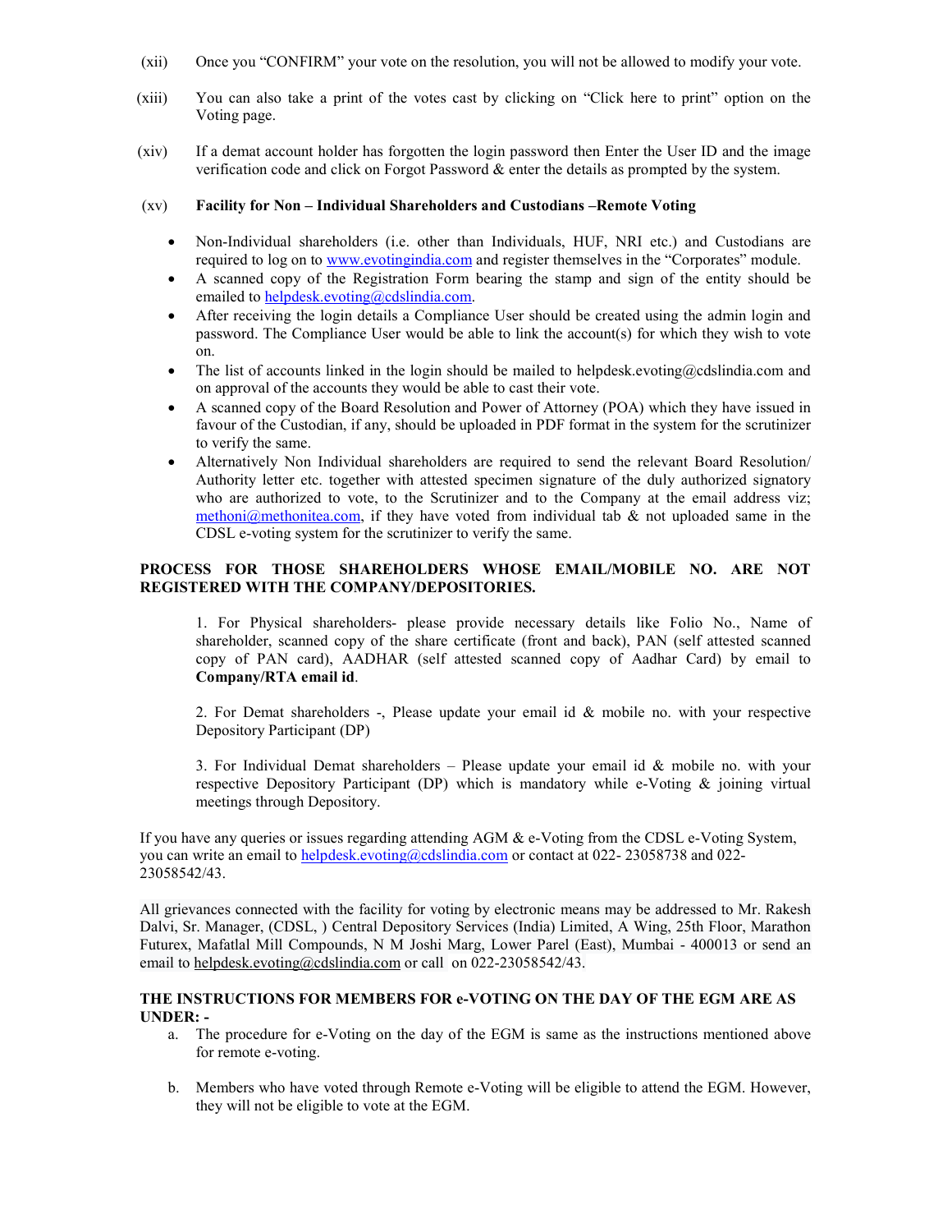(xii) Once you "CONFIRM" your vote on the resolution, you will not be allowed to modify your vote.

(xiii) You can also take a print of the votes cast by clicking on "Click here to print" option on the Voting page.

(xiv) If a demat account holder has forgotten the login password then Enter the User ID and the image verification code and click on Forgot Password & enter the details as prompted by the system.

(xv) **Facility for Non – Individual Shareholders and Custodians –Remote Voting**

- Non-Individual shareholders (i.e. other than Individuals, HUF, NRI etc.) and Custodians are required to log on to www.evotingindia.com and register themselves in the "Corporates" module.
- A scanned copy of the Registration Form bearing the stamp and sign of the entity should be emailed to helpdesk.evoting@cdslindia.com.
- After receiving the login details a Compliance User should be created using the admin login and password. The Compliance User would be able to link the account(s) for which they wish to vote on.
- The list of accounts linked in the login should be mailed to helpdesk.evoting@cdslindia.com and on approval of the accounts they would be able to cast their vote.
- A scanned copy of the Board Resolution and Power of Attorney (POA) which they have issued in favour of the Custodian, if any, should be uploaded in PDF format in the system for the scrutinizer to verify the same.
- Alternatively Non Individual shareholders are required to send the relevant Board Resolution/ Authority letter etc. together with attested specimen signature of the duly authorized signatory who are authorized to vote, to the Scrutinizer and to the Company at the email address viz; methoni@methonitea.com, if they have voted from individual tab & not uploaded same in the CDSL e-voting system for the scrutinizer to verify the same.

**PROCESS FOR THOSE SHAREHOLDERS WHOSE EMAIL/MOBILE NO. ARE NOT REGISTERED WITH THE COMPANY/DEPOSITORIES.**

1. For Physical shareholders- please provide necessary details like Folio No., Name of shareholder, scanned copy of the share certificate (front and back), PAN (self attested scanned copy of PAN card), AADHAR (self attested scanned copy of Aadhar Card) by email to **Company/RTA email id**.

2. For Demat shareholders -, Please update your email id & mobile no. with your respective Depository Participant (DP)

3. For Individual Demat shareholders – Please update your email id & mobile no. with your respective Depository Participant (DP) which is mandatory while e-Voting & joining virtual meetings through Depository.

If you have any queries or issues regarding attending AGM & e-Voting from the CDSL e-Voting System, you can write an email to helpdesk.evoting@cdslindia.com or contact at 022- 23058738 and 022-23058542/43.

All grievances connected with the facility for voting by electronic means may be addressed to Mr. Rakesh Dalvi, Sr. Manager, (CDSL, ) Central Depository Services (India) Limited, A Wing, 25th Floor, Marathon Futurex, Mafatlal Mill Compounds, N M Joshi Marg, Lower Parel (East), Mumbai - 400013 or send an email to helpdesk.evoting@cdslindia.com or call on 022-23058542/43.

**THE INSTRUCTIONS FOR MEMBERS FOR e-VOTING ON THE DAY OF THE EGM ARE AS UNDER: -**

a. The procedure for e-Voting on the day of the EGM is same as the instructions mentioned above for remote e-voting.

b. Members who have voted through Remote e-Voting will be eligible to attend the EGM. However, they will not be eligible to vote at the EGM.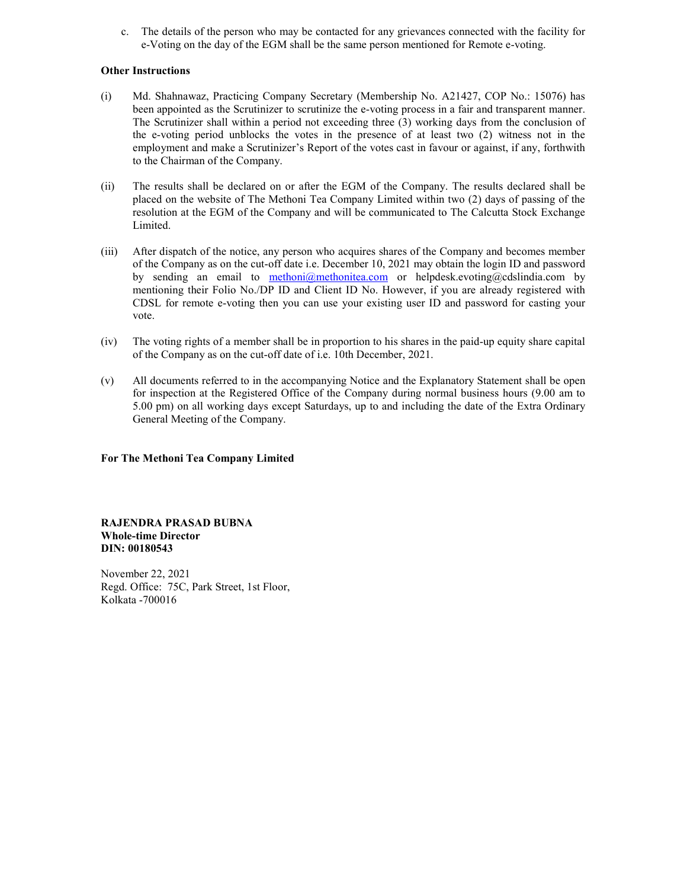c. The details of the person who may be contacted for any grievances connected with the facility for e-Voting on the day of the EGM shall be the same person mentioned for Remote e-voting.

**Other Instructions**

(i) Md. Shahnawaz, Practicing Company Secretary (Membership No. A21427, COP No.: 15076) has been appointed as the Scrutinizer to scrutinize the e-voting process in a fair and transparent manner. The Scrutinizer shall within a period not exceeding three (3) working days from the conclusion of the e-voting period unblocks the votes in the presence of at least two (2) witness not in the employment and make a Scrutinizer's Report of the votes cast in favour or against, if any, forthwith to the Chairman of the Company.

(ii) The results shall be declared on or after the EGM of the Company. The results declared shall be placed on the website of The Methoni Tea Company Limited within two (2) days of passing of the resolution at the EGM of the Company and will be communicated to The Calcutta Stock Exchange Limited.

(iii) After dispatch of the notice, any person who acquires shares of the Company and becomes member of the Company as on the cut-off date i.e. December 10, 2021 may obtain the login ID and password by sending an email to methoni@methonitea.com or helpdesk.evoting@cdslindia.com by mentioning their Folio No./DP ID and Client ID No. However, if you are already registered with CDSL for remote e-voting then you can use your existing user ID and password for casting your vote.

(iv) The voting rights of a member shall be in proportion to his shares in the paid-up equity share capital of the Company as on the cut-off date of i.e. 10th December, 2021.

(v) All documents referred to in the accompanying Notice and the Explanatory Statement shall be open for inspection at the Registered Office of the Company during normal business hours (9.00 am to 5.00 pm) on all working days except Saturdays, up to and including the date of the Extra Ordinary General Meeting of the Company.

**For The Methoni Tea Company Limited**

**RAJENDRA PRASAD BUBNA**
**Whole-time Director**
**DIN: 00180543**

November 22, 2021
Regd. Office: 75C, Park Street, 1st Floor,
Kolkata -700016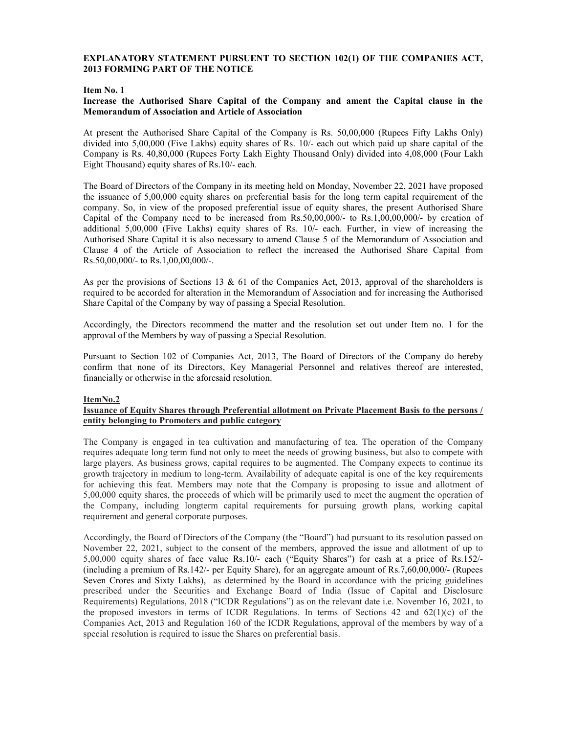**EXPLANATORY STATEMENT PURSUENT TO SECTION 102(1) OF THE COMPANIES ACT, 2013 FORMING PART OF THE NOTICE**

**Item No. 1**

**Increase the Authorised Share Capital of the Company and ament the Capital clause in the Memorandum of Association and Article of Association**

At present the Authorised Share Capital of the Company is Rs. 50,00,000 (Rupees Fifty Lakhs Only) divided into 5,00,000 (Five Lakhs) equity shares of Rs. 10/- each out which paid up share capital of the Company is Rs. 40,80,000 (Rupees Forty Lakh Eighty Thousand Only) divided into 4,08,000 (Four Lakh Eight Thousand) equity shares of Rs.10/- each.

The Board of Directors of the Company in its meeting held on Monday, November 22, 2021 have proposed the issuance of 5,00,000 equity shares on preferential basis for the long term capital requirement of the company. So, in view of the proposed preferential issue of equity shares, the present Authorised Share Capital of the Company need to be increased from Rs.50,00,000/- to Rs.1,00,00,000/- by creation of additional 5,00,000 (Five Lakhs) equity shares of Rs. 10/- each. Further, in view of increasing the Authorised Share Capital it is also necessary to amend Clause 5 of the Memorandum of Association and Clause 4 of the Article of Association to reflect the increased the Authorised Share Capital from Rs.50,00,000/- to Rs.1,00,00,000/-.

As per the provisions of Sections 13 & 61 of the Companies Act, 2013, approval of the shareholders is required to be accorded for alteration in the Memorandum of Association and for increasing the Authorised Share Capital of the Company by way of passing a Special Resolution.

Accordingly, the Directors recommend the matter and the resolution set out under Item no. 1 for the approval of the Members by way of passing a Special Resolution.

Pursuant to Section 102 of Companies Act, 2013, The Board of Directors of the Company do hereby confirm that none of its Directors, Key Managerial Personnel and relatives thereof are interested, financially or otherwise in the aforesaid resolution.

**ItemNo.2**

**Issuance of Equity Shares through Preferential allotment on Private Placement Basis to the persons / entity belonging to Promoters and public category**

The Company is engaged in tea cultivation and manufacturing of tea. The operation of the Company requires adequate long term fund not only to meet the needs of growing business, but also to compete with large players. As business grows, capital requires to be augmented. The Company expects to continue its growth trajectory in medium to long-term. Availability of adequate capital is one of the key requirements for achieving this feat. Members may note that the Company is proposing to issue and allotment of 5,00,000 equity shares, the proceeds of which will be primarily used to meet the augment the operation of the Company, including longterm capital requirements for pursuing growth plans, working capital requirement and general corporate purposes.

Accordingly, the Board of Directors of the Company (the "Board") had pursuant to its resolution passed on November 22, 2021, subject to the consent of the members, approved the issue and allotment of up to 5,00,000 equity shares of face value Rs.10/- each ("Equity Shares") for cash at a price of Rs.152/- (including a premium of Rs.142/- per Equity Share), for an aggregate amount of Rs.7,60,00,000/- (Rupees Seven Crores and Sixty Lakhs), as determined by the Board in accordance with the pricing guidelines prescribed under the Securities and Exchange Board of India (Issue of Capital and Disclosure Requirements) Regulations, 2018 ("ICDR Regulations") as on the relevant date i.e. November 16, 2021, to the proposed investors in terms of ICDR Regulations. In terms of Sections 42 and 62(1)(c) of the Companies Act, 2013 and Regulation 160 of the ICDR Regulations, approval of the members by way of a special resolution is required to issue the Shares on preferential basis.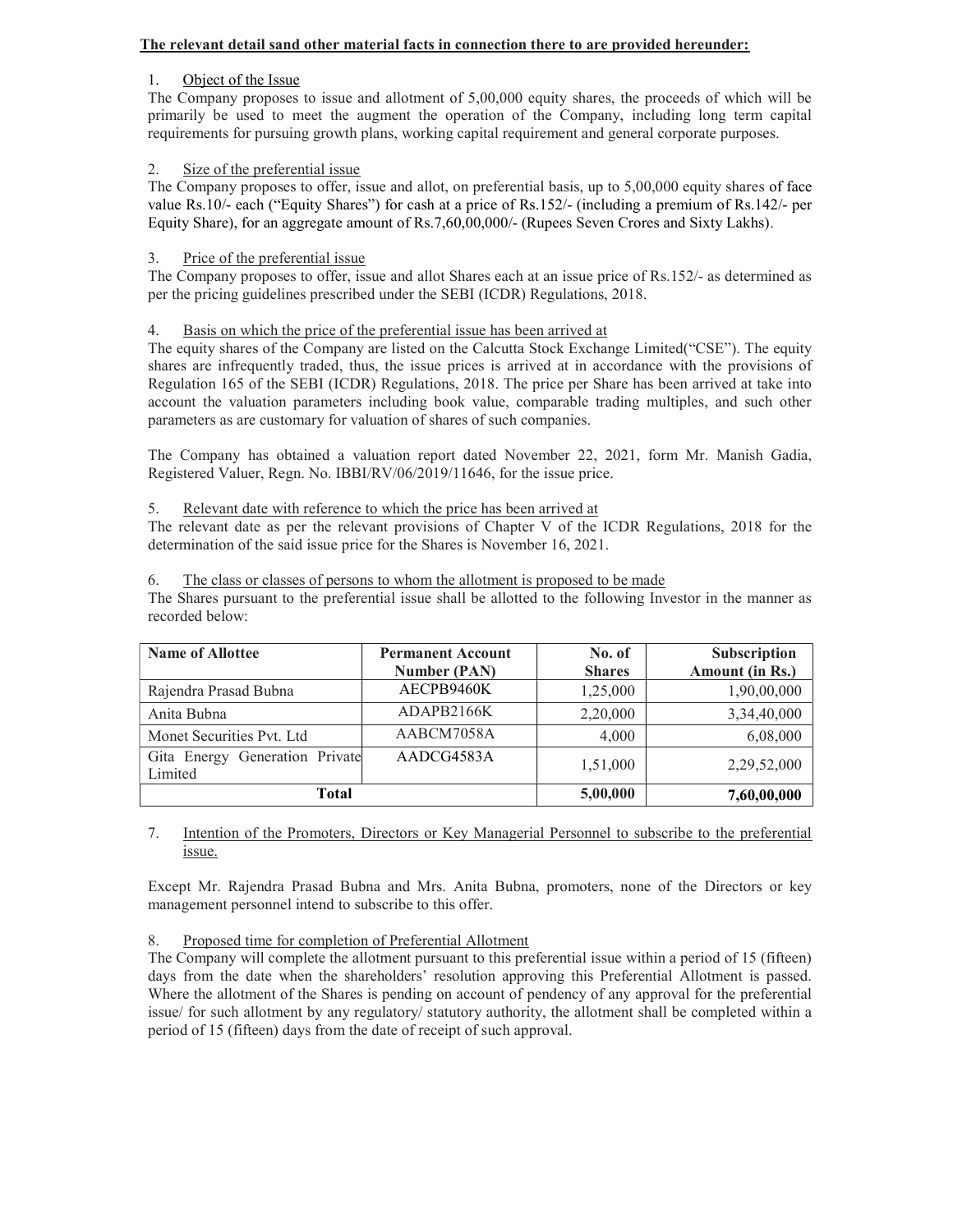**The relevant detail sand other material facts in connection there to are provided hereunder:**

1. Object of the Issue

The Company proposes to issue and allotment of 5,00,000 equity shares, the proceeds of which will be primarily be used to meet the augment the operation of the Company, including long term capital requirements for pursuing growth plans, working capital requirement and general corporate purposes.

2. Size of the preferential issue

The Company proposes to offer, issue and allot, on preferential basis, up to 5,00,000 equity shares of face value Rs.10/- each ("Equity Shares") for cash at a price of Rs.152/- (including a premium of Rs.142/- per Equity Share), for an aggregate amount of Rs.7,60,00,000/- (Rupees Seven Crores and Sixty Lakhs).

3. Price of the preferential issue

The Company proposes to offer, issue and allot Shares each at an issue price of Rs.152/- as determined as per the pricing guidelines prescribed under the SEBI (ICDR) Regulations, 2018.

4. Basis on which the price of the preferential issue has been arrived at

The equity shares of the Company are listed on the Calcutta Stock Exchange Limited("CSE"). The equity shares are infrequently traded, thus, the issue prices is arrived at in accordance with the provisions of Regulation 165 of the SEBI (ICDR) Regulations, 2018. The price per Share has been arrived at take into account the valuation parameters including book value, comparable trading multiples, and such other parameters as are customary for valuation of shares of such companies.

The Company has obtained a valuation report dated November 22, 2021, form Mr. Manish Gadia, Registered Valuer, Regn. No. IBBI/RV/06/2019/11646, for the issue price.

5. Relevant date with reference to which the price has been arrived at

The relevant date as per the relevant provisions of Chapter V of the ICDR Regulations, 2018 for the determination of the said issue price for the Shares is November 16, 2021.

6. The class or classes of persons to whom the allotment is proposed to be made

The Shares pursuant to the preferential issue shall be allotted to the following Investor in the manner as recorded below:

| Name of Allottee | Permanent Account Number (PAN) | No. of Shares | Subscription Amount (in Rs.) |
|---|---|---|---|
| Rajendra Prasad Bubna | AECPB9460K | 1,25,000 | 1,90,00,000 |
| Anita Bubna | ADAPB2166K | 2,20,000 | 3,34,40,000 |
| Monet Securities Pvt. Ltd | AABCM7058A | 4,000 | 6,08,000 |
| Gita Energy Generation Private Limited | AADCG4583A | 1,51,000 | 2,29,52,000 |
| **Total** | | **5,00,000** | **7,60,00,000** |

7. Intention of the Promoters, Directors or Key Managerial Personnel to subscribe to the preferential issue.

Except Mr. Rajendra Prasad Bubna and Mrs. Anita Bubna, promoters, none of the Directors or key management personnel intend to subscribe to this offer.

8. Proposed time for completion of Preferential Allotment

The Company will complete the allotment pursuant to this preferential issue within a period of 15 (fifteen) days from the date when the shareholders' resolution approving this Preferential Allotment is passed. Where the allotment of the Shares is pending on account of pendency of any approval for the preferential issue/ for such allotment by any regulatory/ statutory authority, the allotment shall be completed within a period of 15 (fifteen) days from the date of receipt of such approval.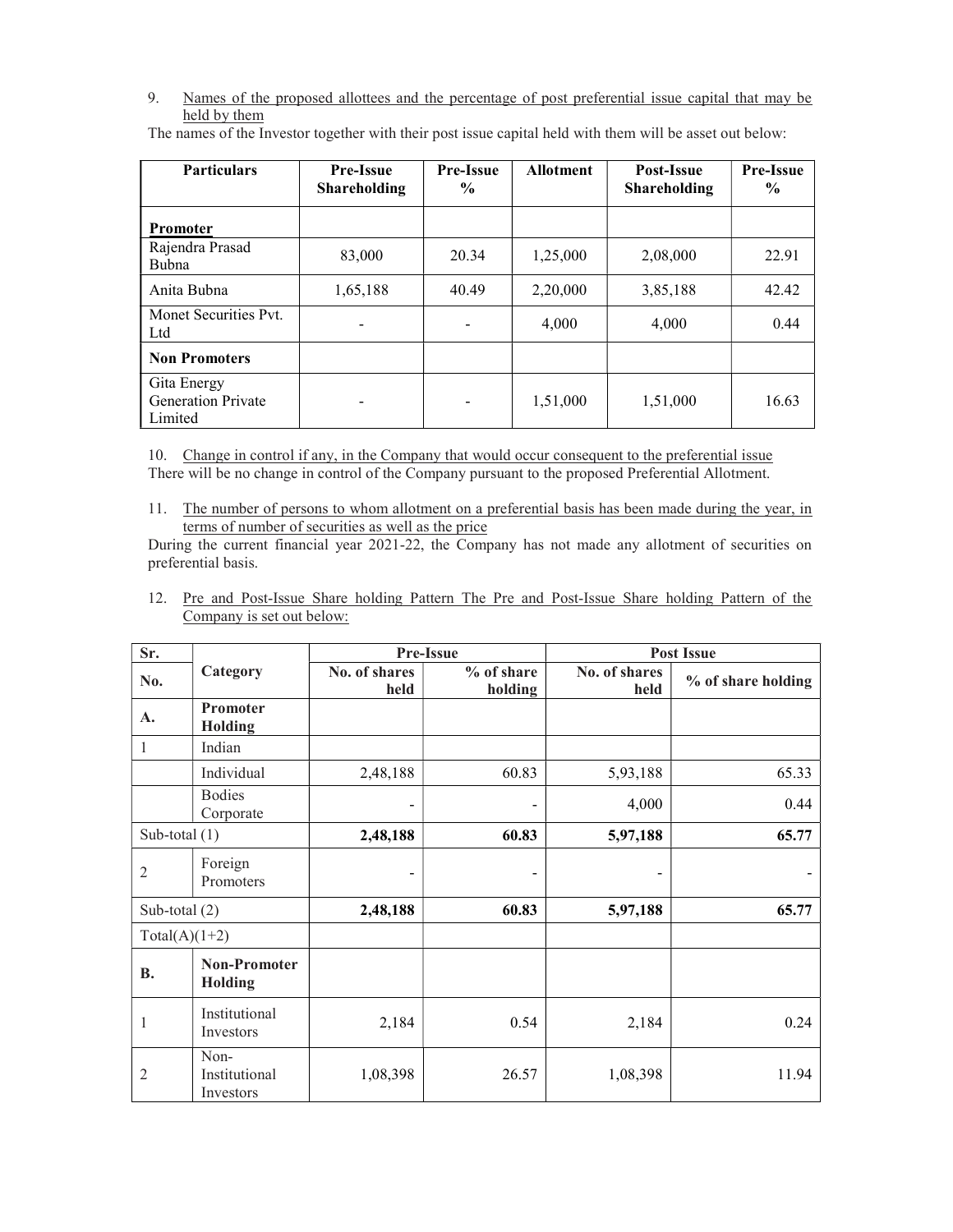9. Names of the proposed allottees and the percentage of post preferential issue capital that may be held by them

The names of the Investor together with their post issue capital held with them will be asset out below:

| Particulars | Pre-Issue Shareholding | Pre-Issue % | Allotment | Post-Issue Shareholding | Pre-Issue % |
|---|---|---|---|---|---|
| **Promoter** | | | | | |
| Rajendra Prasad Bubna | 83,000 | 20.34 | 1,25,000 | 2,08,000 | 22.91 |
| Anita Bubna | 1,65,188 | 40.49 | 2,20,000 | 3,85,188 | 42.42 |
| Monet Securities Pvt. Ltd | - | - | 4,000 | 4,000 | 0.44 |
| **Non Promoters** | | | | | |
| Gita Energy Generation Private Limited | - | - | 1,51,000 | 1,51,000 | 16.63 |

10. Change in control if any, in the Company that would occur consequent to the preferential issue

There will be no change in control of the Company pursuant to the proposed Preferential Allotment.

11. The number of persons to whom allotment on a preferential basis has been made during the year, in terms of number of securities as well as the price

During the current financial year 2021-22, the Company has not made any allotment of securities on preferential basis.

12. Pre and Post-Issue Share holding Pattern The Pre and Post-Issue Share holding Pattern of the Company is set out below:

| Sr. No. | Category | Pre-Issue | | Post Issue | |
|---|---|---|---|---|---|
| | | No. of shares held | % of share holding | No. of shares held | % of share holding |
| A. | **Promoter Holding** | | | | |
| 1 | Indian | | | | |
| | Individual | 2,48,188 | 60.83 | 5,93,188 | 65.33 |
| | Bodies Corporate | - | - | 4,000 | 0.44 |
| Sub-total (1) | | **2,48,188** | **60.83** | **5,97,188** | **65.77** |
| 2 | Foreign Promoters | - | - | - | - |
| Sub-total (2) | | **2,48,188** | **60.83** | **5,97,188** | **65.77** |
| Total(A)(1+2) | | | | | |
| B. | **Non-Promoter Holding** | | | | |
| 1 | Institutional Investors | 2,184 | 0.54 | 2,184 | 0.24 |
| 2 | Non-Institutional Investors | 1,08,398 | 26.57 | 1,08,398 | 11.94 |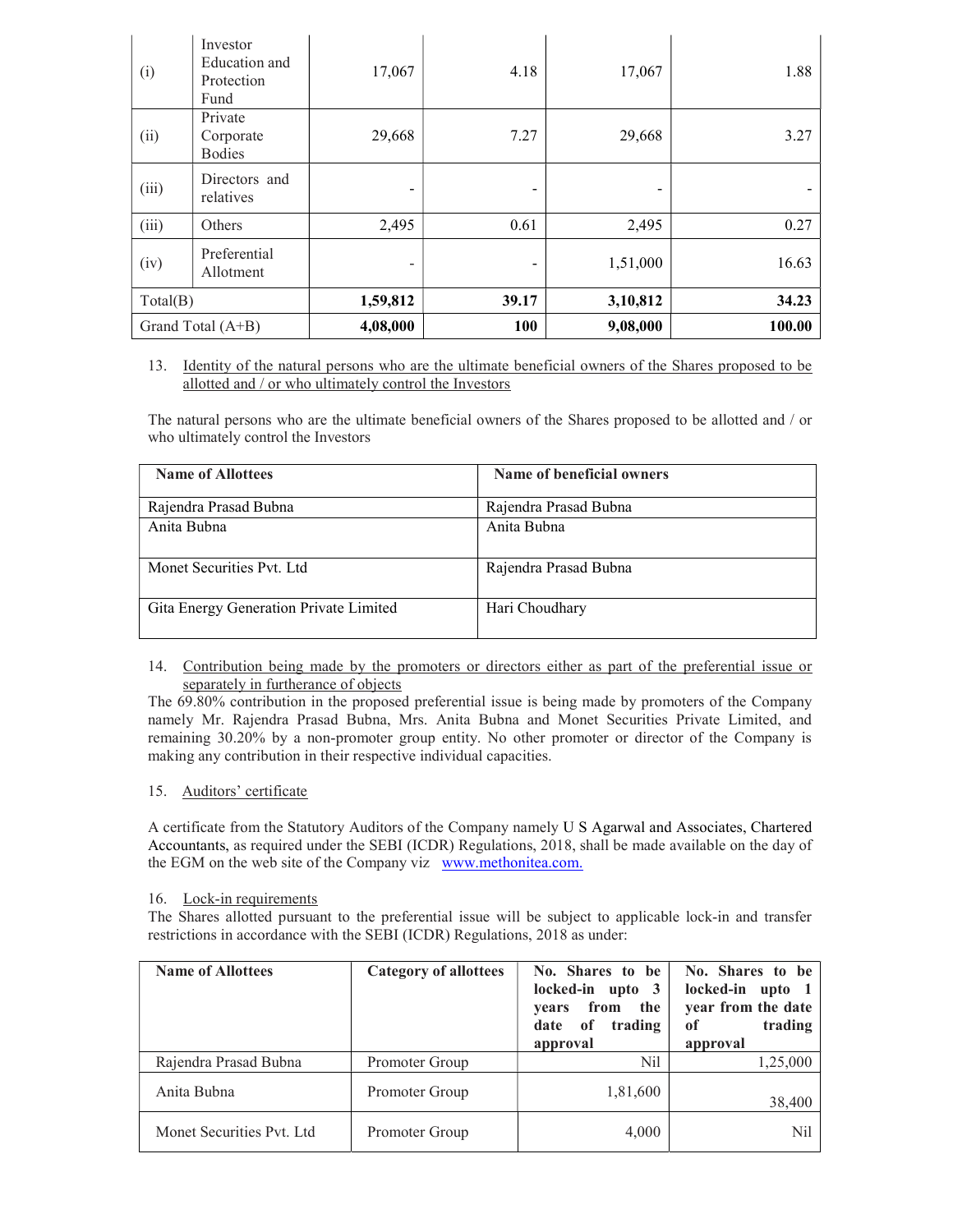| (i) | Investor Education and Protection Fund | 17,067 | 4.18 | 17,067 | 1.88 |
|---|---|---|---|---|---|
| (ii) | Private Corporate Bodies | 29,668 | 7.27 | 29,668 | 3.27 |
| (iii) | Directors and relatives | - | - | - | - |
| (iii) | Others | 2,495 | 0.61 | 2,495 | 0.27 |
| (iv) | Preferential Allotment | - | - | 1,51,000 | 16.63 |
| Total(B) | | **1,59,812** | **39.17** | **3,10,812** | **34.23** |
| Grand Total (A+B) | | **4,08,000** | **100** | **9,08,000** | **100.00** |

13. Identity of the natural persons who are the ultimate beneficial owners of the Shares proposed to be allotted and / or who ultimately control the Investors

The natural persons who are the ultimate beneficial owners of the Shares proposed to be allotted and / or who ultimately control the Investors

| Name of Allottees | Name of beneficial owners |
|---|---|
| Rajendra Prasad Bubna | Rajendra Prasad Bubna |
| Anita Bubna | Anita Bubna |
| Monet Securities Pvt. Ltd | Rajendra Prasad Bubna |
| Gita Energy Generation Private Limited | Hari Choudhary |

14. Contribution being made by the promoters or directors either as part of the preferential issue or separately in furtherance of objects

The 69.80% contribution in the proposed preferential issue is being made by promoters of the Company namely Mr. Rajendra Prasad Bubna, Mrs. Anita Bubna and Monet Securities Private Limited, and remaining 30.20% by a non-promoter group entity. No other promoter or director of the Company is making any contribution in their respective individual capacities.

15. Auditors' certificate

A certificate from the Statutory Auditors of the Company namely U S Agarwal and Associates, Chartered Accountants, as required under the SEBI (ICDR) Regulations, 2018, shall be made available on the day of the EGM on the web site of the Company viz www.methonitea.com.

16. Lock-in requirements

The Shares allotted pursuant to the preferential issue will be subject to applicable lock-in and transfer restrictions in accordance with the SEBI (ICDR) Regulations, 2018 as under:

| Name of Allottees | Category of allottees | No. Shares to be locked-in upto 3 years from the date of trading approval | No. Shares to be locked-in upto 1 year from the date of trading approval |
|---|---|---|---|
| Rajendra Prasad Bubna | Promoter Group | Nil | 1,25,000 |
| Anita Bubna | Promoter Group | 1,81,600 | 38,400 |
| Monet Securities Pvt. Ltd | Promoter Group | 4,000 | Nil |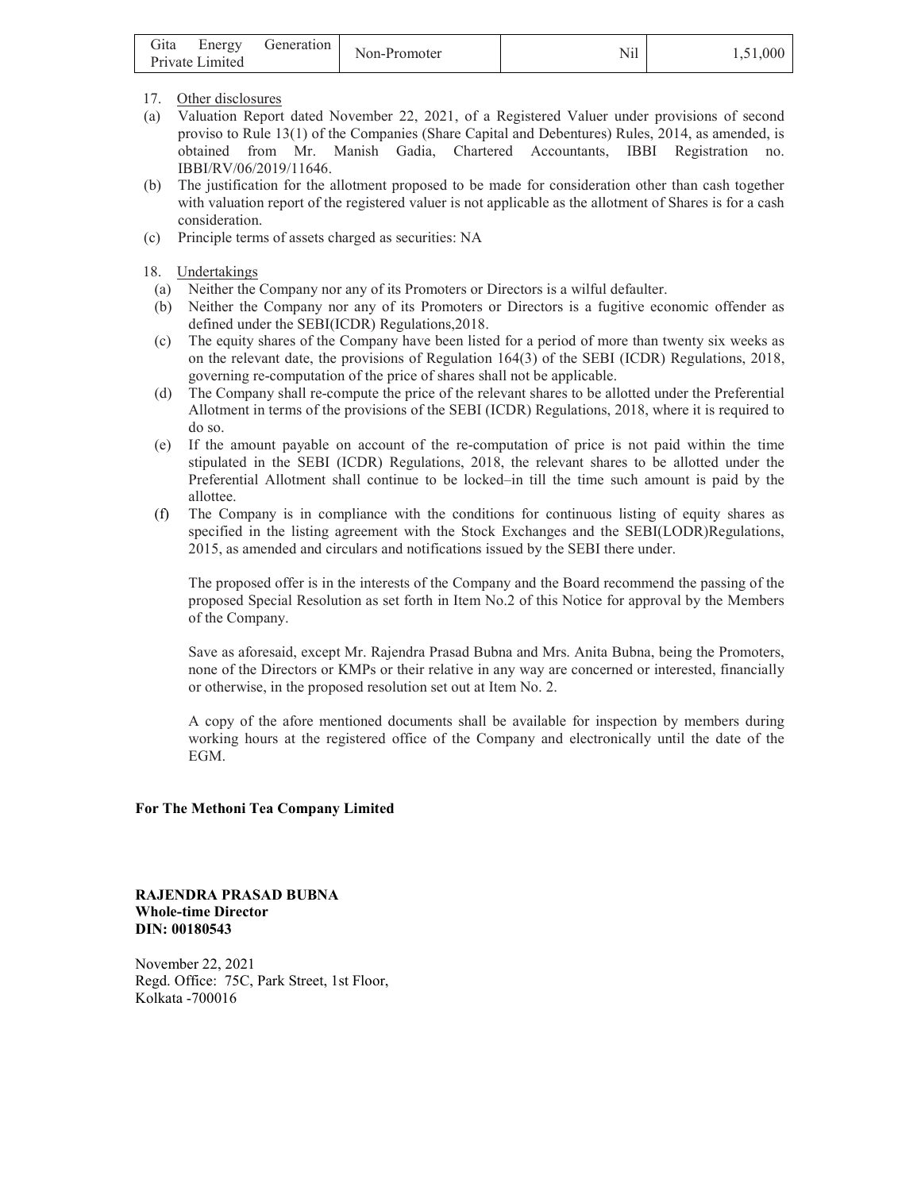| | | | |
|---|---|---|---|
| Gita Energy Generation Private Limited | Non-Promoter | Nil | 1,51,000 |

17. Other disclosures

(a) Valuation Report dated November 22, 2021, of a Registered Valuer under provisions of second proviso to Rule 13(1) of the Companies (Share Capital and Debentures) Rules, 2014, as amended, is obtained from Mr. Manish Gadia, Chartered Accountants, IBBI Registration no. IBBI/RV/06/2019/11646.

(b) The justification for the allotment proposed to be made for consideration other than cash together with valuation report of the registered valuer is not applicable as the allotment of Shares is for a cash consideration.

(c) Principle terms of assets charged as securities: NA

18. Undertakings

(a) Neither the Company nor any of its Promoters or Directors is a wilful defaulter.

(b) Neither the Company nor any of its Promoters or Directors is a fugitive economic offender as defined under the SEBI(ICDR) Regulations,2018.

(c) The equity shares of the Company have been listed for a period of more than twenty six weeks as on the relevant date, the provisions of Regulation 164(3) of the SEBI (ICDR) Regulations, 2018, governing re-computation of the price of shares shall not be applicable.

(d) The Company shall re-compute the price of the relevant shares to be allotted under the Preferential Allotment in terms of the provisions of the SEBI (ICDR) Regulations, 2018, where it is required to do so.

(e) If the amount payable on account of the re-computation of price is not paid within the time stipulated in the SEBI (ICDR) Regulations, 2018, the relevant shares to be allotted under the Preferential Allotment shall continue to be locked–in till the time such amount is paid by the allottee.

(f) The Company is in compliance with the conditions for continuous listing of equity shares as specified in the listing agreement with the Stock Exchanges and the SEBI(LODR)Regulations, 2015, as amended and circulars and notifications issued by the SEBI there under.

The proposed offer is in the interests of the Company and the Board recommend the passing of the proposed Special Resolution as set forth in Item No.2 of this Notice for approval by the Members of the Company.

Save as aforesaid, except Mr. Rajendra Prasad Bubna and Mrs. Anita Bubna, being the Promoters, none of the Directors or KMPs or their relative in any way are concerned or interested, financially or otherwise, in the proposed resolution set out at Item No. 2.

A copy of the afore mentioned documents shall be available for inspection by members during working hours at the registered office of the Company and electronically until the date of the EGM.

**For The Methoni Tea Company Limited**

**RAJENDRA PRASAD BUBNA**
**Whole-time Director**
**DIN: 00180543**

November 22, 2021
Regd. Office: 75C, Park Street, 1st Floor,
Kolkata -700016